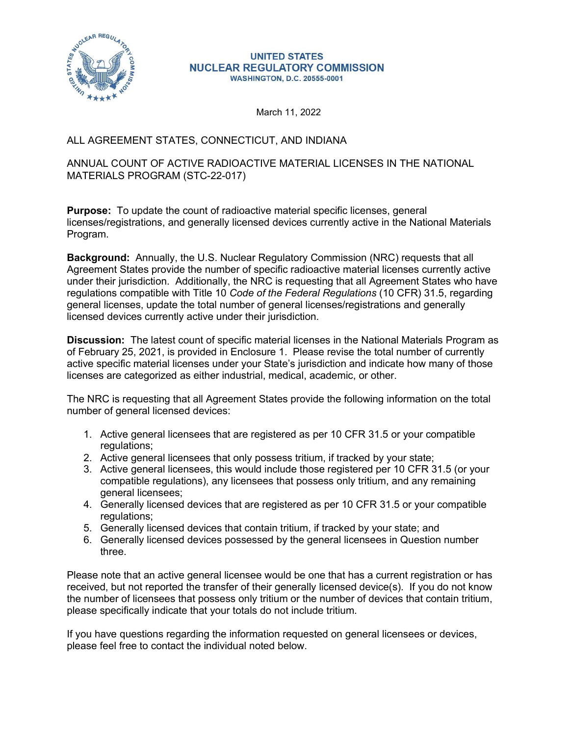UNITED STATES
NUCLEAR REGULATORY COMMISSION
WASHINGTON, D.C. 20555-0001

March 11, 2022

ALL AGREEMENT STATES, CONNECTICUT, AND INDIANA

ANNUAL COUNT OF ACTIVE RADIOACTIVE MATERIAL LICENSES IN THE NATIONAL MATERIALS PROGRAM (STC-22-017)

**Purpose:** To update the count of radioactive material specific licenses, general licenses/registrations, and generally licensed devices currently active in the National Materials Program.

**Background:** Annually, the U.S. Nuclear Regulatory Commission (NRC) requests that all Agreement States provide the number of specific radioactive material licenses currently active under their jurisdiction. Additionally, the NRC is requesting that all Agreement States who have regulations compatible with Title 10 *Code of the Federal Regulations* (10 CFR) 31.5, regarding general licenses, update the total number of general licenses/registrations and generally licensed devices currently active under their jurisdiction.

**Discussion:** The latest count of specific material licenses in the National Materials Program as of February 25, 2021, is provided in Enclosure 1. Please revise the total number of currently active specific material licenses under your State's jurisdiction and indicate how many of those licenses are categorized as either industrial, medical, academic, or other.

The NRC is requesting that all Agreement States provide the following information on the total number of general licensed devices:

1. Active general licensees that are registered as per 10 CFR 31.5 or your compatible regulations;
2. Active general licensees that only possess tritium, if tracked by your state;
3. Active general licensees, this would include those registered per 10 CFR 31.5 (or your compatible regulations), any licensees that possess only tritium, and any remaining general licensees;
4. Generally licensed devices that are registered as per 10 CFR 31.5 or your compatible regulations;
5. Generally licensed devices that contain tritium, if tracked by your state; and
6. Generally licensed devices possessed by the general licensees in Question number three.

Please note that an active general licensee would be one that has a current registration or has received, but not reported the transfer of their generally licensed device(s). If you do not know the number of licensees that possess only tritium or the number of devices that contain tritium, please specifically indicate that your totals do not include tritium.

If you have questions regarding the information requested on general licensees or devices, please feel free to contact the individual noted below.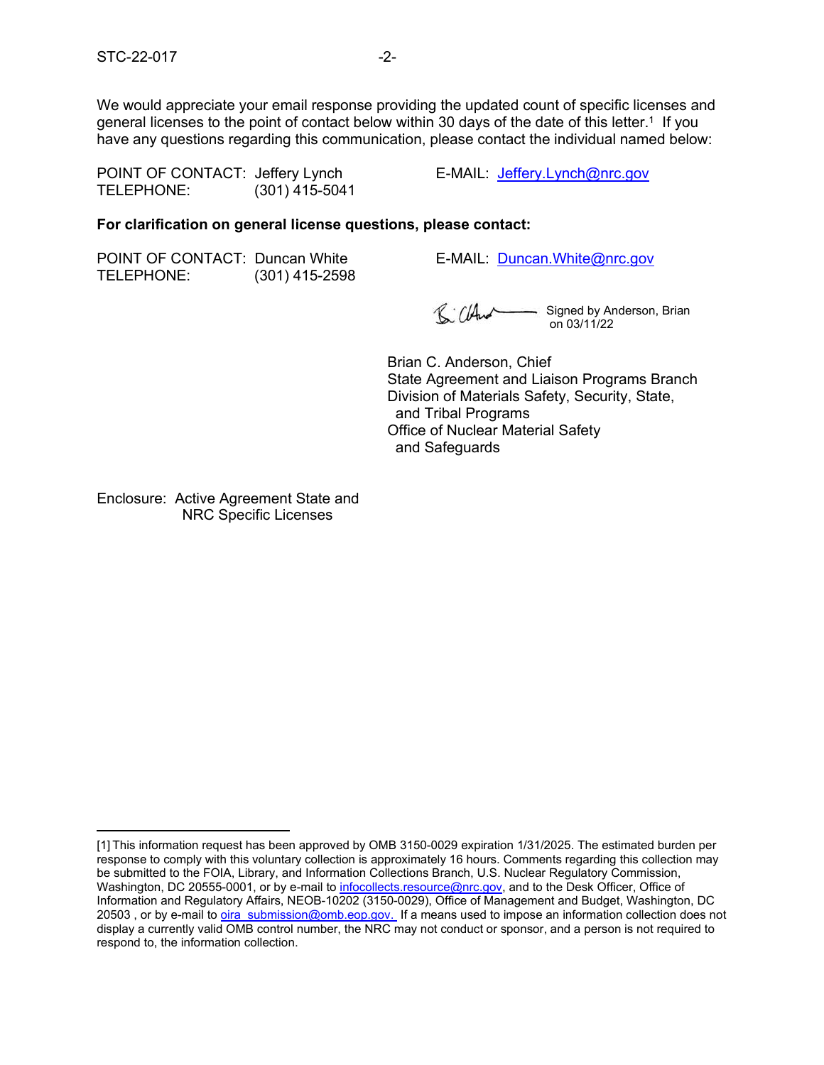We would appreciate your email response providing the updated count of specific licenses and general licenses to the point of contact below within 30 days of the date of this letter.[1] If you have any questions regarding this communication, please contact the individual named below:

POINT OF CONTACT: Jeffery Lynch  
TELEPHONE: (301) 415-5041  
E-MAIL: Jeffery.Lynch@nrc.gov

**For clarification on general license questions, please contact:**

POINT OF CONTACT: Duncan White  
TELEPHONE: (301) 415-2598  
E-MAIL: Duncan.White@nrc.gov

Signed by Anderson, Brian on 03/11/22

Brian C. Anderson, Chief  
State Agreement and Liaison Programs Branch  
Division of Materials Safety, Security, State, and Tribal Programs  
Office of Nuclear Material Safety and Safeguards

Enclosure: Active Agreement State and NRC Specific Licenses

---

[1] This information request has been approved by OMB 3150-0029 expiration 1/31/2025. The estimated burden per response to comply with this voluntary collection is approximately 16 hours. Comments regarding this collection may be submitted to the FOIA, Library, and Information Collections Branch, U.S. Nuclear Regulatory Commission, Washington, DC 20555-0001, or by e-mail to infocollects.resource@nrc.gov, and to the Desk Officer, Office of Information and Regulatory Affairs, NEOB-10202 (3150-0029), Office of Management and Budget, Washington, DC 20503 , or by e-mail to oira_submission@omb.eop.gov. If a means used to impose an information collection does not display a currently valid OMB control number, the NRC may not conduct or sponsor, and a person is not required to respond to, the information collection.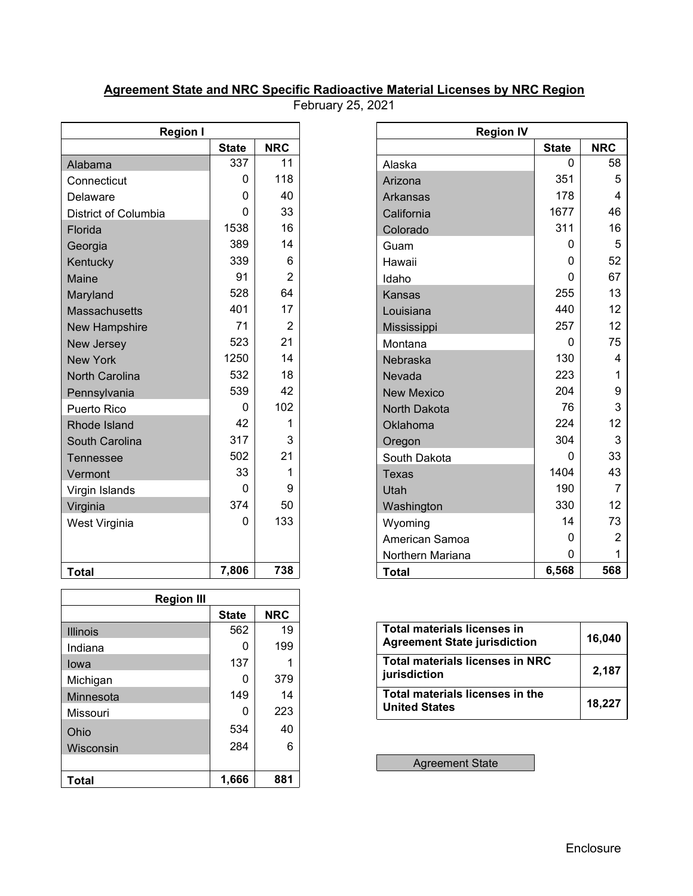**Agreement State and NRC Specific Radioactive Material Licenses by NRC Region**

February 25, 2021

| Region I | | |
|---|---|---|
| | State | NRC |
| Alabama | 337 | 11 |
| Connecticut | 0 | 118 |
| Delaware | 0 | 40 |
| District of Columbia | 0 | 33 |
| Florida | 1538 | 16 |
| Georgia | 389 | 14 |
| Kentucky | 339 | 6 |
| Maine | 91 | 2 |
| Maryland | 528 | 64 |
| Massachusetts | 401 | 17 |
| New Hampshire | 71 | 2 |
| New Jersey | 523 | 21 |
| New York | 1250 | 14 |
| North Carolina | 532 | 18 |
| Pennsylvania | 539 | 42 |
| Puerto Rico | 0 | 102 |
| Rhode Island | 42 | 1 |
| South Carolina | 317 | 3 |
| Tennessee | 502 | 21 |
| Vermont | 33 | 1 |
| Virgin Islands | 0 | 9 |
| Virginia | 374 | 50 |
| West Virginia | 0 | 133 |
| **Total** | **7,806** | **738** |

| Region III | | |
|---|---|---|
| | State | NRC |
| Illinois | 562 | 19 |
| Indiana | 0 | 199 |
| Iowa | 137 | 1 |
| Michigan | 0 | 379 |
| Minnesota | 149 | 14 |
| Missouri | 0 | 223 |
| Ohio | 534 | 40 |
| Wisconsin | 284 | 6 |
| **Total** | **1,666** | **881** |

| Region IV | | |
|---|---|---|
| | State | NRC |
| Alaska | 0 | 58 |
| Arizona | 351 | 5 |
| Arkansas | 178 | 4 |
| California | 1677 | 46 |
| Colorado | 311 | 16 |
| Guam | 0 | 5 |
| Hawaii | 0 | 52 |
| Idaho | 0 | 67 |
| Kansas | 255 | 13 |
| Louisiana | 440 | 12 |
| Mississippi | 257 | 12 |
| Montana | 0 | 75 |
| Nebraska | 130 | 4 |
| Nevada | 223 | 1 |
| New Mexico | 204 | 9 |
| North Dakota | 76 | 3 |
| Oklahoma | 224 | 12 |
| Oregon | 304 | 3 |
| South Dakota | 0 | 33 |
| Texas | 1404 | 43 |
| Utah | 190 | 7 |
| Washington | 330 | 12 |
| Wyoming | 14 | 73 |
| American Samoa | 0 | 2 |
| Northern Mariana | 0 | 1 |
| **Total** | **6,568** | **568** |

| | |
|---|---|
| **Total materials licenses in Agreement State jurisdiction** | **16,040** |
| **Total materials licenses in NRC jurisdiction** | **2,187** |
| **Total materials licenses in the United States** | **18,227** |

Agreement State (shaded)

Enclosure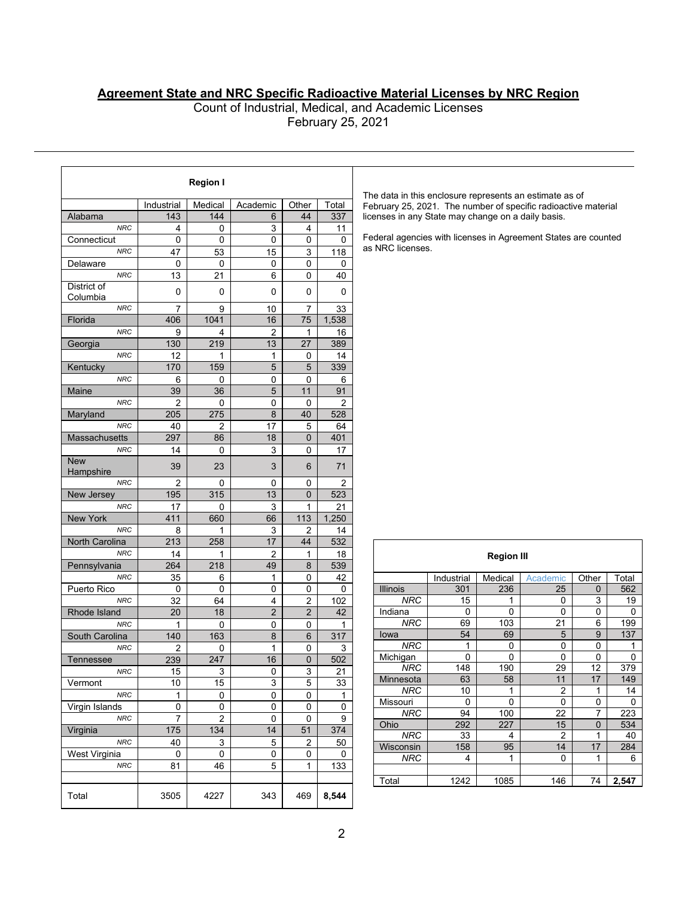## Agreement State and NRC Specific Radioactive Material Licenses by NRC Region

Count of Industrial, Medical, and Academic Licenses

February 25, 2021

The data in this enclosure represents an estimate as of February 25, 2021. The number of specific radioactive material licenses in any State may change on a daily basis.

Federal agencies with licenses in Agreement States are counted as NRC licenses.

**Region I**

| | Industrial | Medical | Academic | Other | Total |
|---|---|---|---|---|---|
| Alabama | 143 | 144 | 6 | 44 | 337 |
| *NRC* | 4 | 0 | 3 | 4 | 11 |
| Connecticut | 0 | 0 | 0 | 0 | 0 |
| *NRC* | 47 | 53 | 15 | 3 | 118 |
| Delaware | 0 | 0 | 0 | 0 | 0 |
| *NRC* | 13 | 21 | 6 | 0 | 40 |
| District of Columbia | 0 | 0 | 0 | 0 | 0 |
| *NRC* | 7 | 9 | 10 | 7 | 33 |
| Florida | 406 | 1041 | 16 | 75 | 1,538 |
| *NRC* | 9 | 4 | 2 | 1 | 16 |
| Georgia | 130 | 219 | 13 | 27 | 389 |
| *NRC* | 12 | 1 | 1 | 0 | 14 |
| Kentucky | 170 | 159 | 5 | 5 | 339 |
| *NRC* | 6 | 0 | 0 | 0 | 6 |
| Maine | 39 | 36 | 5 | 11 | 91 |
| *NRC* | 2 | 0 | 0 | 0 | 2 |
| Maryland | 205 | 275 | 8 | 40 | 528 |
| *NRC* | 40 | 2 | 17 | 5 | 64 |
| Massachusetts | 297 | 86 | 18 | 0 | 401 |
| *NRC* | 14 | 0 | 3 | 0 | 17 |
| New Hampshire | 39 | 23 | 3 | 6 | 71 |
| *NRC* | 2 | 0 | 0 | 0 | 2 |
| New Jersey | 195 | 315 | 13 | 0 | 523 |
| *NRC* | 17 | 0 | 3 | 1 | 21 |
| New York | 411 | 660 | 66 | 113 | 1,250 |
| *NRC* | 8 | 1 | 3 | 2 | 14 |
| North Carolina | 213 | 258 | 17 | 44 | 532 |
| *NRC* | 14 | 1 | 2 | 1 | 18 |
| Pennsylvania | 264 | 218 | 49 | 8 | 539 |
| *NRC* | 35 | 6 | 1 | 0 | 42 |
| Puerto Rico | 0 | 0 | 0 | 0 | 0 |
| *NRC* | 32 | 64 | 4 | 2 | 102 |
| Rhode Island | 20 | 18 | 2 | 2 | 42 |
| *NRC* | 1 | 0 | 0 | 0 | 1 |
| South Carolina | 140 | 163 | 8 | 6 | 317 |
| *NRC* | 2 | 0 | 1 | 0 | 3 |
| Tennessee | 239 | 247 | 16 | 0 | 502 |
| *NRC* | 15 | 3 | 0 | 3 | 21 |
| Vermont | 10 | 15 | 3 | 5 | 33 |
| *NRC* | 1 | 0 | 0 | 0 | 1 |
| Virgin Islands | 0 | 0 | 0 | 0 | 0 |
| *NRC* | 7 | 2 | 0 | 0 | 9 |
| Virginia | 175 | 134 | 14 | 51 | 374 |
| *NRC* | 40 | 3 | 5 | 2 | 50 |
| West Virginia | 0 | 0 | 0 | 0 | 0 |
| *NRC* | 81 | 46 | 5 | 1 | 133 |
| | | | | | |
| Total | 3505 | 4227 | 343 | 469 | **8,544** |

**Region III**

| | Industrial | Medical | Academic | Other | Total |
|---|---|---|---|---|---|
| Illinois | 301 | 236 | 25 | 0 | 562 |
| *NRC* | 15 | 1 | 0 | 3 | 19 |
| Indiana | 0 | 0 | 0 | 0 | 0 |
| *NRC* | 69 | 103 | 21 | 6 | 199 |
| Iowa | 54 | 69 | 5 | 9 | 137 |
| *NRC* | 1 | 0 | 0 | 0 | 1 |
| Michigan | 0 | 0 | 0 | 0 | 0 |
| *NRC* | 148 | 190 | 29 | 12 | 379 |
| Minnesota | 63 | 58 | 11 | 17 | 149 |
| *NRC* | 10 | 1 | 2 | 1 | 14 |
| Missouri | 0 | 0 | 0 | 0 | 0 |
| *NRC* | 94 | 100 | 22 | 7 | 223 |
| Ohio | 292 | 227 | 15 | 0 | 534 |
| *NRC* | 33 | 4 | 2 | 1 | 40 |
| Wisconsin | 158 | 95 | 14 | 17 | 284 |
| *NRC* | 4 | 1 | 0 | 1 | 6 |
| | | | | | |
| Total | 1242 | 1085 | 146 | 74 | **2,547** |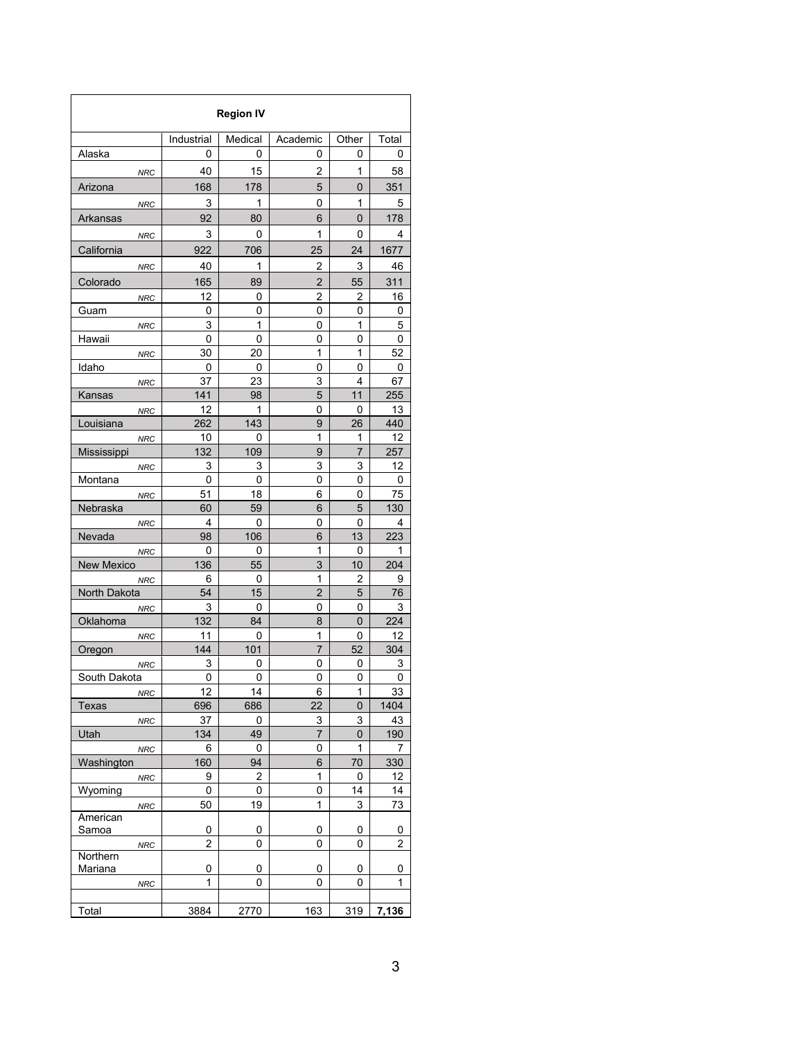| Region IV | | | | | |
|---|---|---|---|---|---|
| | Industrial | Medical | Academic | Other | Total |
| Alaska | 0 | 0 | 0 | 0 | 0 |
| *NRC* | 40 | 15 | 2 | 1 | 58 |
| Arizona | 168 | 178 | 5 | 0 | 351 |
| *NRC* | 3 | 1 | 0 | 1 | 5 |
| Arkansas | 92 | 80 | 6 | 0 | 178 |
| *NRC* | 3 | 0 | 1 | 0 | 4 |
| California | 922 | 706 | 25 | 24 | 1677 |
| *NRC* | 40 | 1 | 2 | 3 | 46 |
| Colorado | 165 | 89 | 2 | 55 | 311 |
| *NRC* | 12 | 0 | 2 | 2 | 16 |
| Guam | 0 | 0 | 0 | 0 | 0 |
| *NRC* | 3 | 1 | 0 | 1 | 5 |
| Hawaii | 0 | 0 | 0 | 0 | 0 |
| *NRC* | 30 | 20 | 1 | 1 | 52 |
| Idaho | 0 | 0 | 0 | 0 | 0 |
| *NRC* | 37 | 23 | 3 | 4 | 67 |
| Kansas | 141 | 98 | 5 | 11 | 255 |
| *NRC* | 12 | 1 | 0 | 0 | 13 |
| Louisiana | 262 | 143 | 9 | 26 | 440 |
| *NRC* | 10 | 0 | 1 | 1 | 12 |
| Mississippi | 132 | 109 | 9 | 7 | 257 |
| *NRC* | 3 | 3 | 3 | 3 | 12 |
| Montana | 0 | 0 | 0 | 0 | 0 |
| *NRC* | 51 | 18 | 6 | 0 | 75 |
| Nebraska | 60 | 59 | 6 | 5 | 130 |
| *NRC* | 4 | 0 | 0 | 0 | 4 |
| Nevada | 98 | 106 | 6 | 13 | 223 |
| *NRC* | 0 | 0 | 1 | 0 | 1 |
| New Mexico | 136 | 55 | 3 | 10 | 204 |
| *NRC* | 6 | 0 | 1 | 2 | 9 |
| North Dakota | 54 | 15 | 2 | 5 | 76 |
| *NRC* | 3 | 0 | 0 | 0 | 3 |
| Oklahoma | 132 | 84 | 8 | 0 | 224 |
| *NRC* | 11 | 0 | 1 | 0 | 12 |
| Oregon | 144 | 101 | 7 | 52 | 304 |
| *NRC* | 3 | 0 | 0 | 0 | 3 |
| South Dakota | 0 | 0 | 0 | 0 | 0 |
| *NRC* | 12 | 14 | 6 | 1 | 33 |
| Texas | 696 | 686 | 22 | 0 | 1404 |
| *NRC* | 37 | 0 | 3 | 3 | 43 |
| Utah | 134 | 49 | 7 | 0 | 190 |
| *NRC* | 6 | 0 | 0 | 1 | 7 |
| Washington | 160 | 94 | 6 | 70 | 330 |
| *NRC* | 9 | 2 | 1 | 0 | 12 |
| Wyoming | 0 | 0 | 0 | 14 | 14 |
| *NRC* | 50 | 19 | 1 | 3 | 73 |
| American Samoa | 0 | 0 | 0 | 0 | 0 |
| *NRC* | 2 | 0 | 0 | 0 | 2 |
| Northern Mariana | 0 | 0 | 0 | 0 | 0 |
| *NRC* | 1 | 0 | 0 | 0 | 1 |
| | | | | | |
| Total | 3884 | 2770 | 163 | 319 | **7,136** |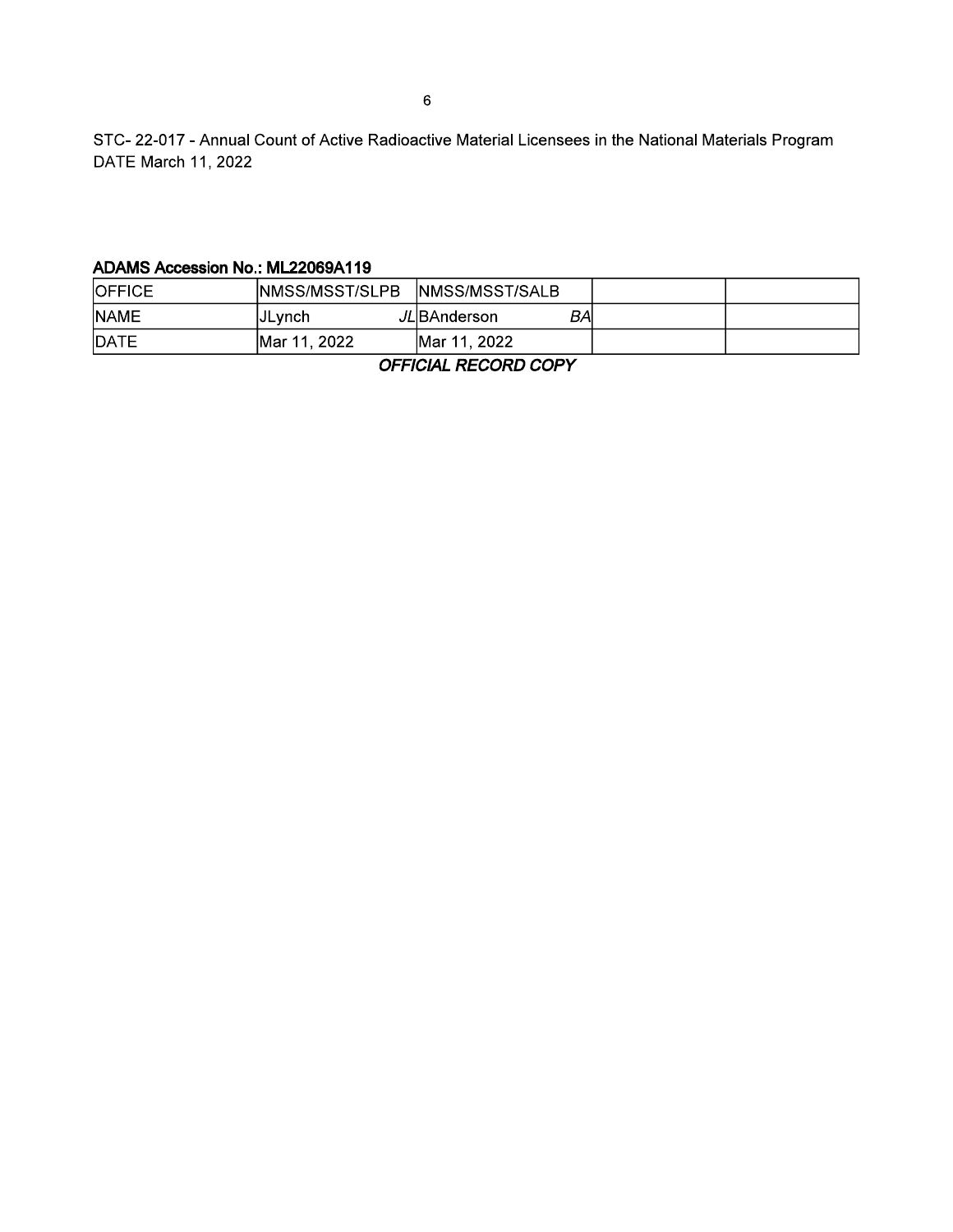STC- 22-017 - Annual Count of Active Radioactive Material Licensees in the National Materials Program
DATE March 11, 2022

**ADAMS Accession No.: ML22069A119**

| OFFICE | NMSS/MSST/SLPB | NMSS/MSST/SALB | | |
|---|---|---|---|---|
| NAME | JLynch *JL* | BAnderson *BA* | | |
| DATE | Mar 11, 2022 | Mar 11, 2022 | | |

***OFFICIAL RECORD COPY***